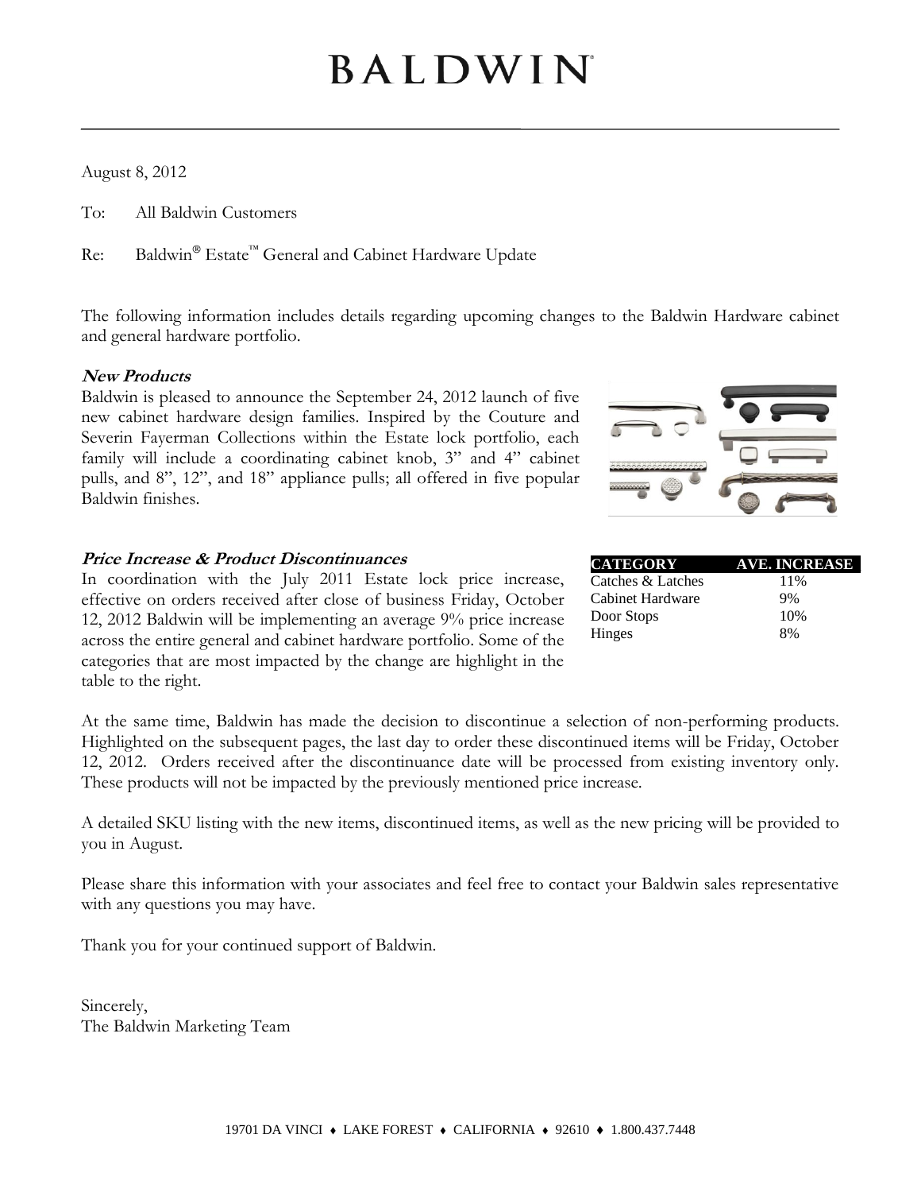# BALDWIN

August 8, 2012

To: All Baldwin Customers

Re: Baldwin® Estate™ General and Cabinet Hardware Update

The following information includes details regarding upcoming changes to the Baldwin Hardware cabinet and general hardware portfolio.

***New Products***

Baldwin is pleased to announce the September 24, 2012 launch of five new cabinet hardware design families. Inspired by the Couture and Severin Fayerman Collections within the Estate lock portfolio, each family will include a coordinating cabinet knob, 3" and 4" cabinet pulls, and 8", 12", and 18" appliance pulls; all offered in five popular Baldwin finishes.

***Price Increase & Product Discontinuances***

In coordination with the July 2011 Estate lock price increase, effective on orders received after close of business Friday, October 12, 2012 Baldwin will be implementing an average 9% price increase across the entire general and cabinet hardware portfolio. Some of the categories that are most impacted by the change are highlight in the table to the right.

| CATEGORY | AVE. INCREASE |
|---|---|
| Catches & Latches | 11% |
| Cabinet Hardware | 9% |
| Door Stops | 10% |
| Hinges | 8% |

At the same time, Baldwin has made the decision to discontinue a selection of non-performing products. Highlighted on the subsequent pages, the last day to order these discontinued items will be Friday, October 12, 2012. Orders received after the discontinuance date will be processed from existing inventory only. These products will not be impacted by the previously mentioned price increase.

A detailed SKU listing with the new items, discontinued items, as well as the new pricing will be provided to you in August.

Please share this information with your associates and feel free to contact your Baldwin sales representative with any questions you may have.

Thank you for your continued support of Baldwin.

Sincerely,
The Baldwin Marketing Team

19701 DA VINCI ♦ LAKE FOREST ♦ CALIFORNIA ♦ 92610 ♦ 1.800.437.7448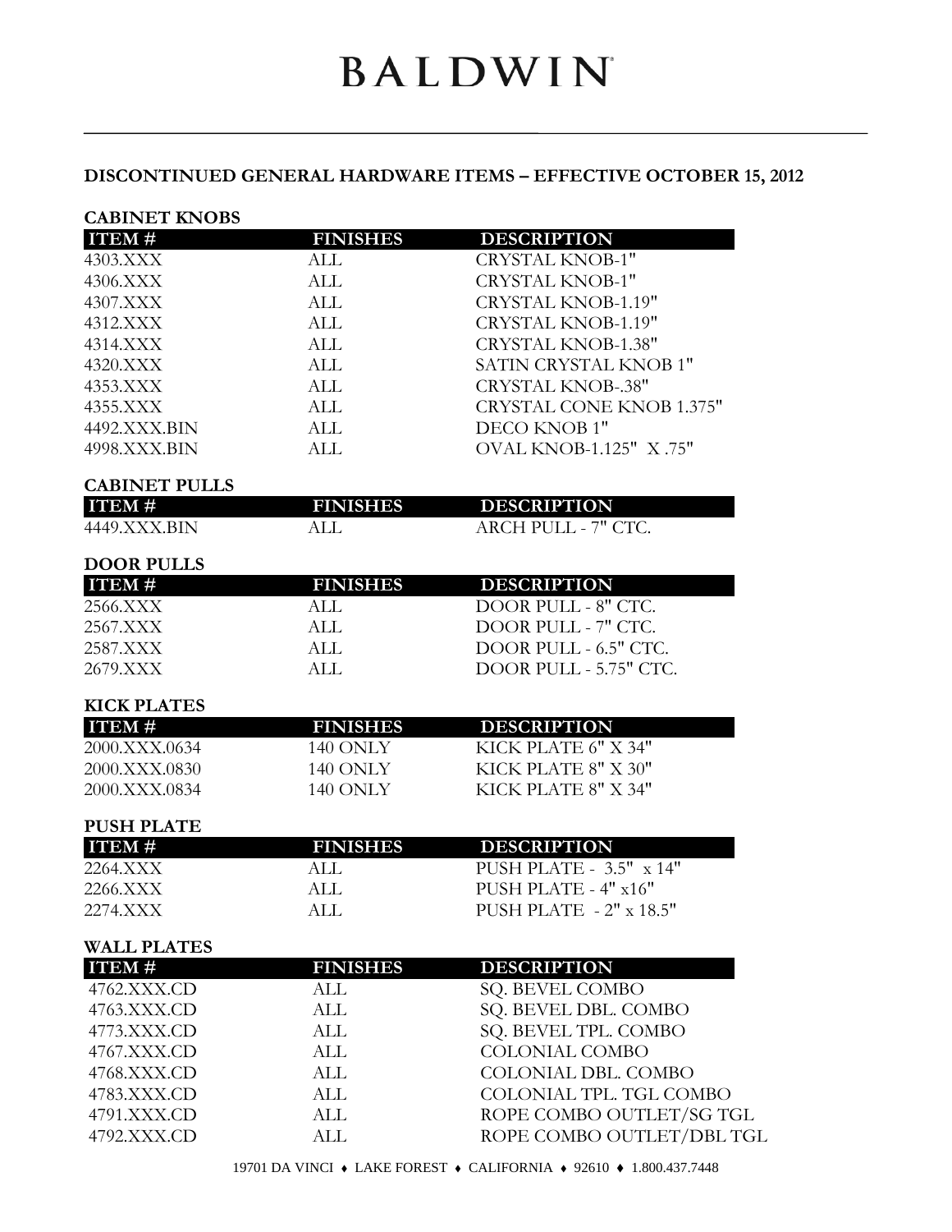# BALDWIN

## DISCONTINUED GENERAL HARDWARE ITEMS – EFFECTIVE OCTOBER 15, 2012

### CABINET KNOBS

| ITEM # | FINISHES | DESCRIPTION |
|---|---|---|
| 4303.XXX | ALL | CRYSTAL KNOB-1" |
| 4306.XXX | ALL | CRYSTAL KNOB-1" |
| 4307.XXX | ALL | CRYSTAL KNOB-1.19" |
| 4312.XXX | ALL | CRYSTAL KNOB-1.19" |
| 4314.XXX | ALL | CRYSTAL KNOB-1.38" |
| 4320.XXX | ALL | SATIN CRYSTAL KNOB 1" |
| 4353.XXX | ALL | CRYSTAL KNOB-.38" |
| 4355.XXX | ALL | CRYSTAL CONE KNOB 1.375" |
| 4492.XXX.BIN | ALL | DECO KNOB 1" |
| 4998.XXX.BIN | ALL | OVAL KNOB-1.125" X .75" |

### CABINET PULLS

| ITEM # | FINISHES | DESCRIPTION |
|---|---|---|
| 4449.XXX.BIN | ALL | ARCH PULL - 7" CTC. |

### DOOR PULLS

| ITEM # | FINISHES | DESCRIPTION |
|---|---|---|
| 2566.XXX | ALL | DOOR PULL - 8" CTC. |
| 2567.XXX | ALL | DOOR PULL - 7" CTC. |
| 2587.XXX | ALL | DOOR PULL - 6.5" CTC. |
| 2679.XXX | ALL | DOOR PULL - 5.75" CTC. |

### KICK PLATES

| ITEM # | FINISHES | DESCRIPTION |
|---|---|---|
| 2000.XXX.0634 | 140 ONLY | KICK PLATE 6" X 34" |
| 2000.XXX.0830 | 140 ONLY | KICK PLATE 8" X 30" |
| 2000.XXX.0834 | 140 ONLY | KICK PLATE 8" X 34" |

### PUSH PLATE

| ITEM # | FINISHES | DESCRIPTION |
|---|---|---|
| 2264.XXX | ALL | PUSH PLATE - 3.5" x 14" |
| 2266.XXX | ALL | PUSH PLATE - 4" x16" |
| 2274.XXX | ALL | PUSH PLATE - 2" x 18.5" |

### WALL PLATES

| ITEM # | FINISHES | DESCRIPTION |
|---|---|---|
| 4762.XXX.CD | ALL | SQ. BEVEL COMBO |
| 4763.XXX.CD | ALL | SQ. BEVEL DBL. COMBO |
| 4773.XXX.CD | ALL | SQ. BEVEL TPL. COMBO |
| 4767.XXX.CD | ALL | COLONIAL COMBO |
| 4768.XXX.CD | ALL | COLONIAL DBL. COMBO |
| 4783.XXX.CD | ALL | COLONIAL TPL. TGL COMBO |
| 4791.XXX.CD | ALL | ROPE COMBO OUTLET/SG TGL |
| 4792.XXX.CD | ALL | ROPE COMBO OUTLET/DBL TGL |

19701 DA VINCI ♦ LAKE FOREST ♦ CALIFORNIA ♦ 92610 ♦ 1.800.437.7448